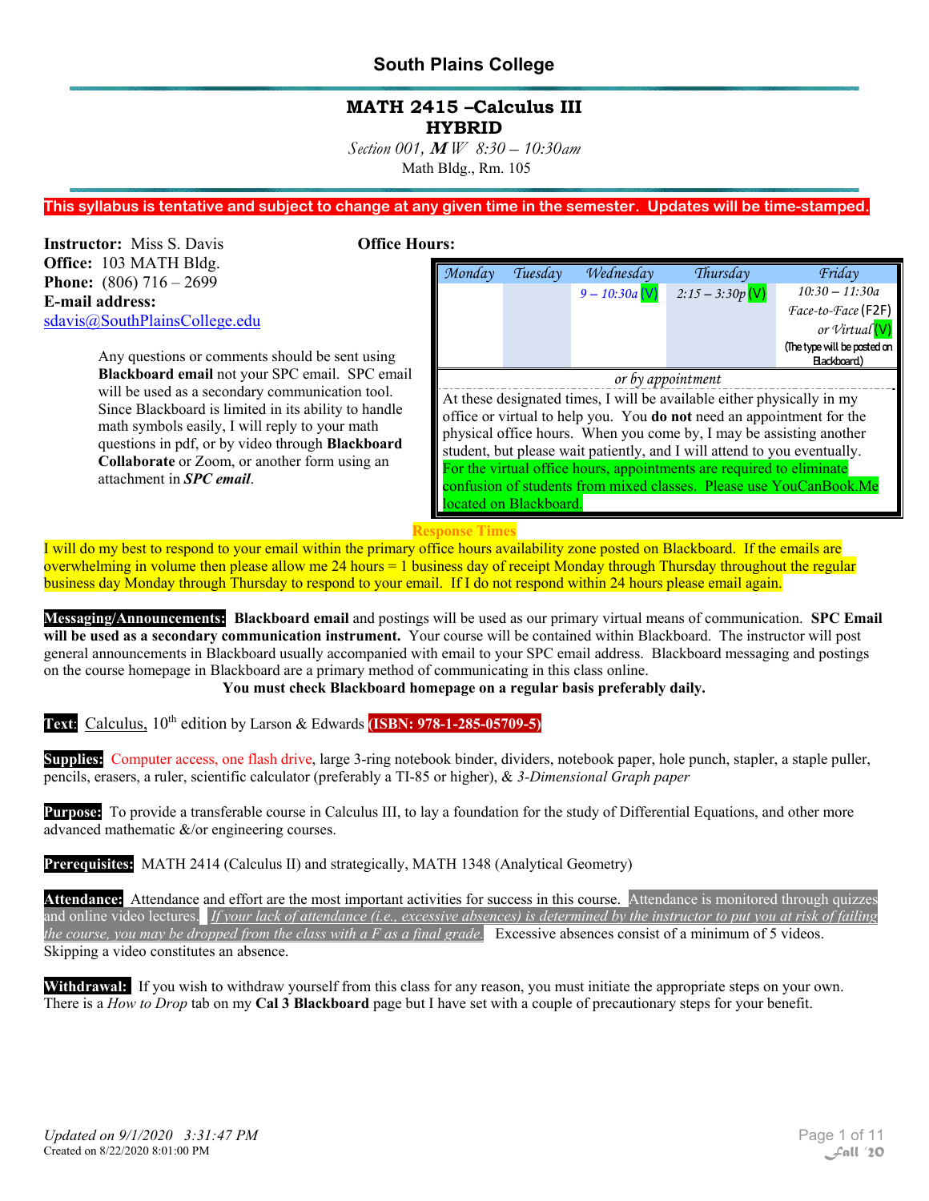# South Plains College

## MATH 2415 –Calculus III
## HYBRID

*Section 001, **M** W 8:30 – 10:30am*
Math Bldg., Rm. 105

**This syllabus is tentative and subject to change at any given time in the semester. Updates will be time-stamped.**

**Instructor:** Miss S. Davis
**Office:** 103 MATH Bldg.
**Phone:** (806) 716 – 2699
**E-mail address:**
sdavis@SouthPlainsCollege.edu

Any questions or comments should be sent using **Blackboard email** not your SPC email. SPC email will be used as a secondary communication tool. Since Blackboard is limited in its ability to handle math symbols easily, I will reply to your math questions in pdf, or by video through **Blackboard Collaborate** or Zoom, or another form using an attachment in ***SPC email***.

**Office Hours:**

| Monday | Tuesday | Wednesday | Thursday | Friday |
|---|---|---|---|---|
| | | 9 – 10:30a (V) | 2:15 – 3:30p (V) | 10:30 – 11:30a Face-to-Face (F2F) or Virtual (V) (The type will be posted on Blackboard.) |

*or by appointment*

At these designated times, I will be available either physically in my office or virtual to help you. You **do not** need an appointment for the physical office hours. When you come by, I may be assisting another student, but please wait patiently, and I will attend to you eventually. For the virtual office hours, appointments are required to eliminate confusion of students from mixed classes. Please use YouCanBook.Me located on Blackboard.

**Response Times**

I will do my best to respond to your email within the primary office hours availability zone posted on Blackboard. If the emails are overwhelming in volume then please allow me 24 hours = 1 business day of receipt Monday through Thursday throughout the regular business day Monday through Thursday to respond to your email. If I do not respond within 24 hours please email again.

**Messaging/Announcements:** **Blackboard email** and postings will be used as our primary virtual means of communication. **SPC Email will be used as a secondary communication instrument.** Your course will be contained within Blackboard. The instructor will post general announcements in Blackboard usually accompanied with email to your SPC email address. Blackboard messaging and postings on the course homepage in Blackboard are a primary method of communicating in this class online.

**You must check Blackboard homepage on a regular basis preferably daily.**

**Text**: Calculus, 10th edition by Larson & Edwards **(ISBN: 978-1-285-05709-5)**

**Supplies:** Computer access, one flash drive, large 3-ring notebook binder, dividers, notebook paper, hole punch, stapler, a staple puller, pencils, erasers, a ruler, scientific calculator (preferably a TI-85 or higher), & *3-Dimensional Graph paper*

**Purpose:** To provide a transferable course in Calculus III, to lay a foundation for the study of Differential Equations, and other more advanced mathematic &/or engineering courses.

**Prerequisites:** MATH 2414 (Calculus II) and strategically, MATH 1348 (Analytical Geometry)

**Attendance:** Attendance and effort are the most important activities for success in this course. Attendance is monitored through quizzes and online video lectures. *If your lack of attendance (i.e., excessive absences) is determined by the instructor to put you at risk of failing the course, you may be dropped from the class with a F as a final grade.* Excessive absences consist of a minimum of 5 videos. Skipping a video constitutes an absence.

**Withdrawal:** If you wish to withdraw yourself from this class for any reason, you must initiate the appropriate steps on your own. There is a *How to Drop* tab on my **Cal 3 Blackboard** page but I have set with a couple of precautionary steps for your benefit.

*Updated on 9/1/2020 3:31:47 PM*
Created on 8/22/2020 8:01:00 PM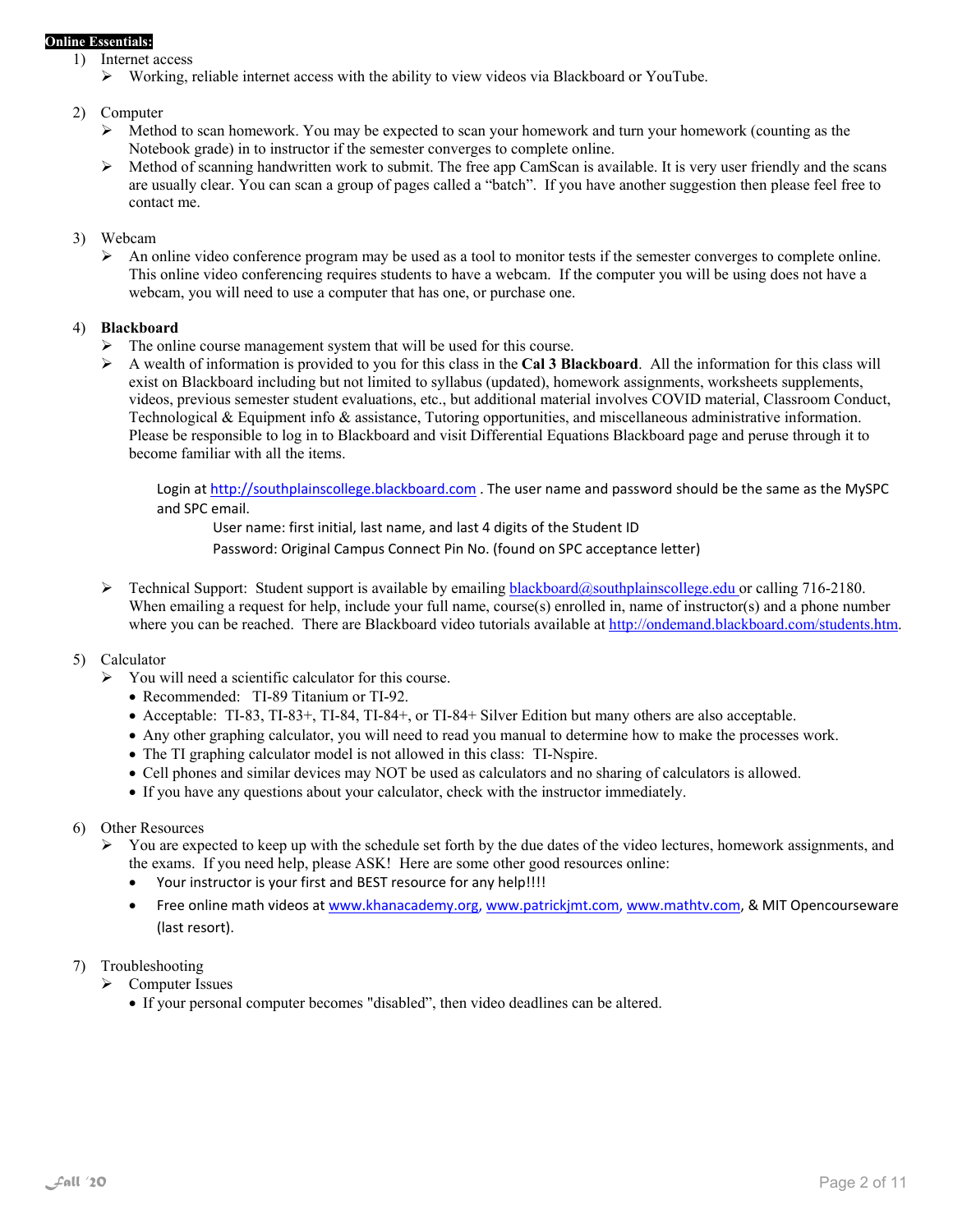**Online Essentials:**

1) Internet access
   - Working, reliable internet access with the ability to view videos via Blackboard or YouTube.

2) Computer
   - Method to scan homework. You may be expected to scan your homework and turn your homework (counting as the Notebook grade) in to instructor if the semester converges to complete online.
   - Method of scanning handwritten work to submit. The free app CamScan is available. It is very user friendly and the scans are usually clear. You can scan a group of pages called a "batch". If you have another suggestion then please feel free to contact me.

3) Webcam
   - An online video conference program may be used as a tool to monitor tests if the semester converges to complete online. This online video conferencing requires students to have a webcam. If the computer you will be using does not have a webcam, you will need to use a computer that has one, or purchase one.

4) **Blackboard**
   - The online course management system that will be used for this course.
   - A wealth of information is provided to you for this class in the **Cal 3 Blackboard**. All the information for this class will exist on Blackboard including but not limited to syllabus (updated), homework assignments, worksheets supplements, videos, previous semester student evaluations, etc., but additional material involves COVID material, Classroom Conduct, Technological & Equipment info & assistance, Tutoring opportunities, and miscellaneous administrative information. Please be responsible to log in to Blackboard and visit Differential Equations Blackboard page and peruse through it to become familiar with all the items.

     Login at http://southplainscollege.blackboard.com . The user name and password should be the same as the MySPC and SPC email.

     User name: first initial, last name, and last 4 digits of the Student ID

     Password: Original Campus Connect Pin No. (found on SPC acceptance letter)

   - Technical Support: Student support is available by emailing blackboard@southplainscollege.edu or calling 716-2180. When emailing a request for help, include your full name, course(s) enrolled in, name of instructor(s) and a phone number where you can be reached. There are Blackboard video tutorials available at http://ondemand.blackboard.com/students.htm.

5) Calculator
   - You will need a scientific calculator for this course.
     - Recommended: TI-89 Titanium or TI-92.
     - Acceptable: TI-83, TI-83+, TI-84, TI-84+, or TI-84+ Silver Edition but many others are also acceptable.
     - Any other graphing calculator, you will need to read you manual to determine how to make the processes work.
     - The TI graphing calculator model is not allowed in this class: TI-Nspire.
     - Cell phones and similar devices may NOT be used as calculators and no sharing of calculators is allowed.
     - If you have any questions about your calculator, check with the instructor immediately.

6) Other Resources
   - You are expected to keep up with the schedule set forth by the due dates of the video lectures, homework assignments, and the exams. If you need help, please ASK! Here are some other good resources online:
     - Your instructor is your first and BEST resource for any help!!!!
     - Free online math videos at www.khanacademy.org, www.patrickjmt.com, www.mathtv.com, & MIT Opencourseware (last resort).

7) Troubleshooting
   - Computer Issues
     - If your personal computer becomes "disabled", then video deadlines can be altered.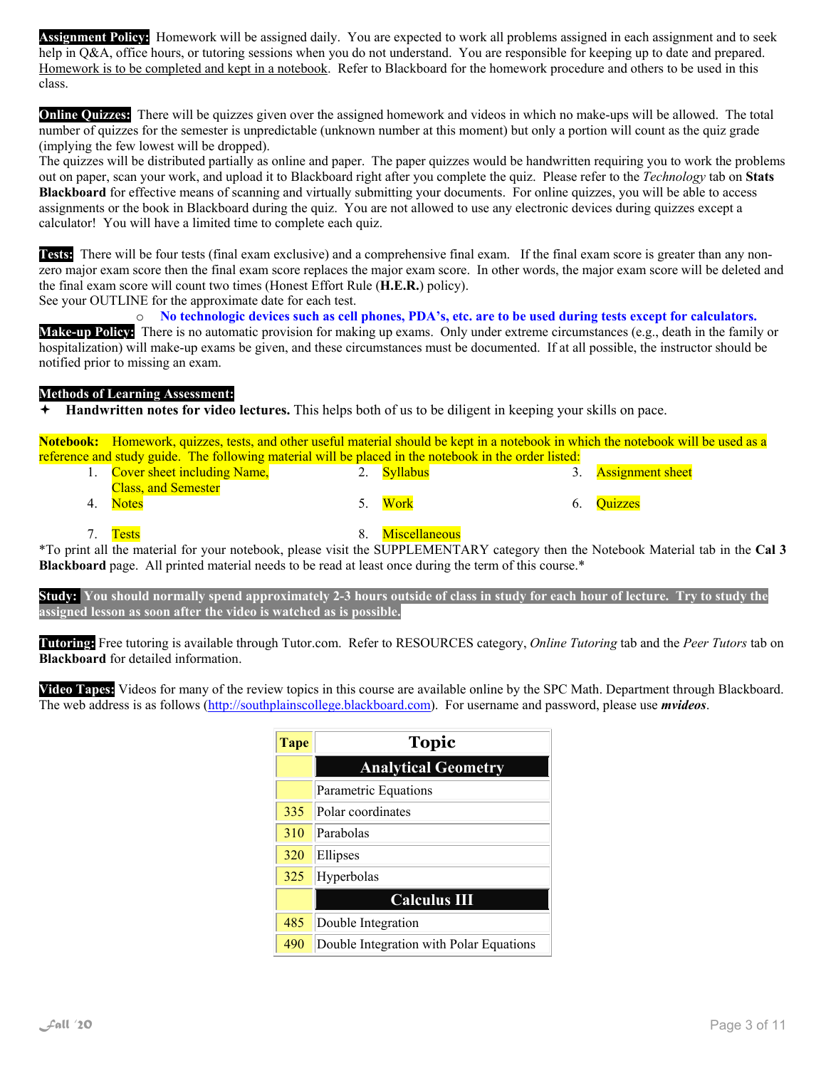**Assignment Policy:** Homework will be assigned daily. You are expected to work all problems assigned in each assignment and to seek help in Q&A, office hours, or tutoring sessions when you do not understand. You are responsible for keeping up to date and prepared. Homework is to be completed and kept in a notebook. Refer to Blackboard for the homework procedure and others to be used in this class.

**Online Quizzes:** There will be quizzes given over the assigned homework and videos in which no make-ups will be allowed. The total number of quizzes for the semester is unpredictable (unknown number at this moment) but only a portion will count as the quiz grade (implying the few lowest will be dropped).
The quizzes will be distributed partially as online and paper. The paper quizzes would be handwritten requiring you to work the problems out on paper, scan your work, and upload it to Blackboard right after you complete the quiz. Please refer to the *Technology* tab on **Stats Blackboard** for effective means of scanning and virtually submitting your documents. For online quizzes, you will be able to access assignments or the book in Blackboard during the quiz. You are not allowed to use any electronic devices during quizzes except a calculator! You will have a limited time to complete each quiz.

**Tests:** There will be four tests (final exam exclusive) and a comprehensive final exam. If the final exam score is greater than any non-zero major exam score then the final exam score replaces the major exam score. In other words, the major exam score will be deleted and the final exam score will count two times (Honest Effort Rule (**H.E.R.**) policy).
See your OUTLINE for the approximate date for each test.

- **No technologic devices such as cell phones, PDA's, etc. are to be used during tests except for calculators.**

**Make-up Policy:** There is no automatic provision for making up exams. Only under extreme circumstances (e.g., death in the family or hospitalization) will make-up exams be given, and these circumstances must be documented. If at all possible, the instructor should be notified prior to missing an exam.

**Methods of Learning Assessment:**

- **Handwritten notes for video lectures.** This helps both of us to be diligent in keeping your skills on pace.

**Notebook:** Homework, quizzes, tests, and other useful material should be kept in a notebook in which the notebook will be used as a reference and study guide. The following material will be placed in the notebook in the order listed:

1. Cover sheet including Name, Class, and Semester
2. Syllabus
3. Assignment sheet
4. Notes
5. Work
6. Quizzes
7. Tests
8. Miscellaneous

*To print all the material for your notebook, please visit the SUPPLEMENTARY category then the Notebook Material tab in the **Cal 3 Blackboard** page. All printed material needs to be read at least once during the term of this course.*

**Study: You should normally spend approximately 2-3 hours outside of class in study for each hour of lecture. Try to study the assigned lesson as soon after the video is watched as is possible.**

**Tutoring:** Free tutoring is available through Tutor.com. Refer to RESOURCES category, *Online Tutoring* tab and the *Peer Tutors* tab on **Blackboard** for detailed information.

**Video Tapes:** Videos for many of the review topics in this course are available online by the SPC Math. Department through Blackboard. The web address is as follows (http://southplainscollege.blackboard.com). For username and password, please use ***mvideos***.

| Tape | Topic |
|---|---|
| | **Analytical Geometry** |
| | Parametric Equations |
| 335 | Polar coordinates |
| 310 | Parabolas |
| 320 | Ellipses |
| 325 | Hyperbolas |
| | **Calculus III** |
| 485 | Double Integration |
| 490 | Double Integration with Polar Equations |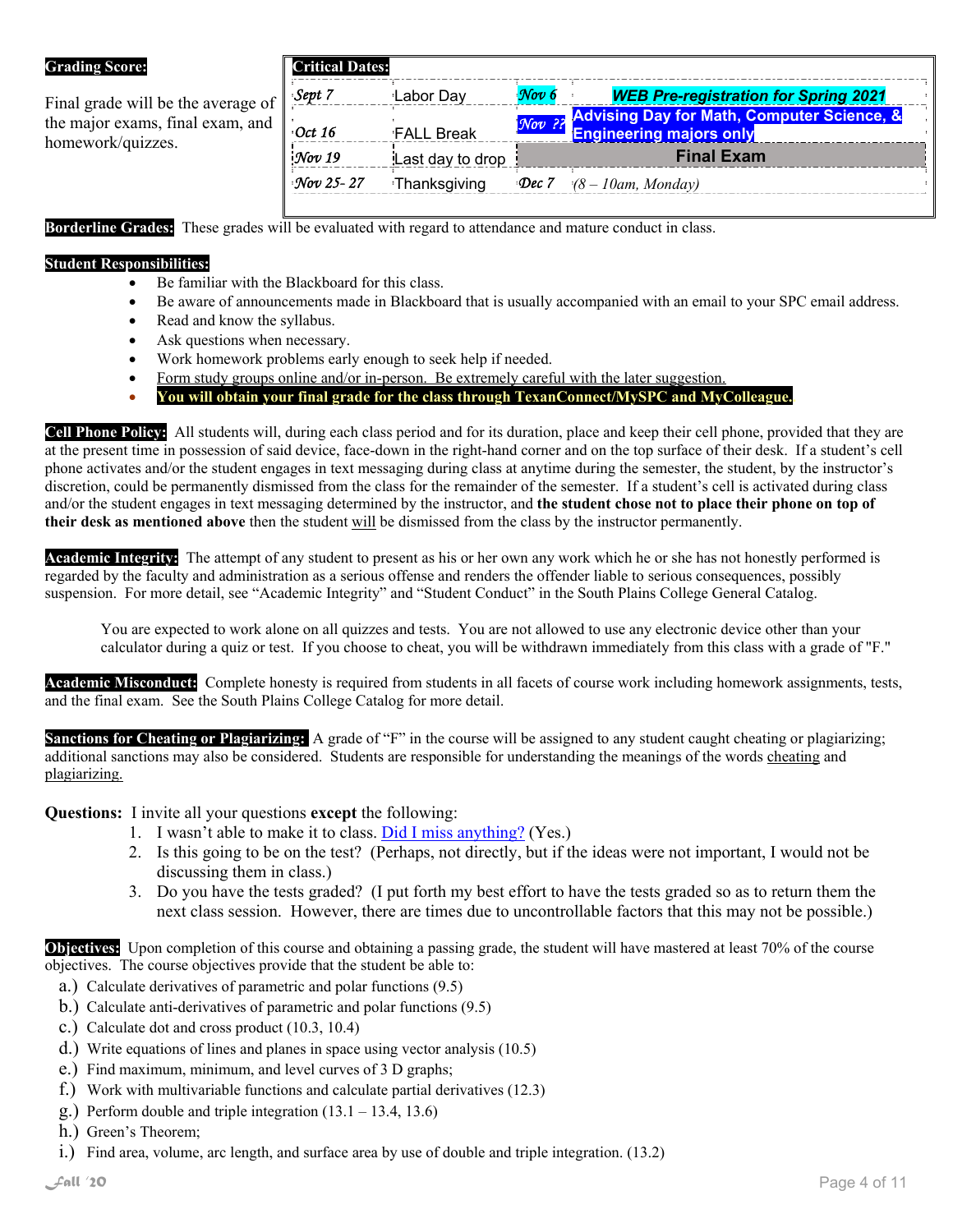**Grading Score:**

Final grade will be the average of the major exams, final exam, and homework/quizzes.

| **Critical Dates:** | | | |
|---|---|---|---|
| *Sept 7* | Labor Day | *Nov 6* | ***WEB Pre-registration for Spring 2021*** |
| *Oct 16* | FALL Break | *Nov ??* | **Advising Day for Math, Computer Science, & Engineering majors only** |
| *Nov 19* | Last day to drop | | **Final Exam** |
| *Nov 25- 27* | Thanksgiving | *Dec 7* | *(8 – 10am, Monday)* |

**Borderline Grades:** These grades will be evaluated with regard to attendance and mature conduct in class.

**Student Responsibilities:**

- Be familiar with the Blackboard for this class.
- Be aware of announcements made in Blackboard that is usually accompanied with an email to your SPC email address.
- Read and know the syllabus.
- Ask questions when necessary.
- Work homework problems early enough to seek help if needed.
- Form study groups online and/or in-person. Be extremely careful with the later suggestion.
- **You will obtain your final grade for the class through TexanConnect/MySPC and MyColleague.**

**Cell Phone Policy:** All students will, during each class period and for its duration, place and keep their cell phone, provided that they are at the present time in possession of said device, face-down in the right-hand corner and on the top surface of their desk. If a student's cell phone activates and/or the student engages in text messaging during class at anytime during the semester, the student, by the instructor's discretion, could be permanently dismissed from the class for the remainder of the semester. If a student's cell is activated during class and/or the student engages in text messaging determined by the instructor, and **the student chose not to place their phone on top of their desk as mentioned above** then the student will be dismissed from the class by the instructor permanently.

**Academic Integrity:** The attempt of any student to present as his or her own any work which he or she has not honestly performed is regarded by the faculty and administration as a serious offense and renders the offender liable to serious consequences, possibly suspension. For more detail, see "Academic Integrity" and "Student Conduct" in the South Plains College General Catalog.

You are expected to work alone on all quizzes and tests. You are not allowed to use any electronic device other than your calculator during a quiz or test. If you choose to cheat, you will be withdrawn immediately from this class with a grade of "F."

**Academic Misconduct:** Complete honesty is required from students in all facets of course work including homework assignments, tests, and the final exam. See the South Plains College Catalog for more detail.

**Sanctions for Cheating or Plagiarizing:** A grade of "F" in the course will be assigned to any student caught cheating or plagiarizing; additional sanctions may also be considered. Students are responsible for understanding the meanings of the words cheating and plagiarizing.

**Questions:** I invite all your questions **except** the following:

1. I wasn't able to make it to class. Did I miss anything? (Yes.)
2. Is this going to be on the test? (Perhaps, not directly, but if the ideas were not important, I would not be discussing them in class.)
3. Do you have the tests graded? (I put forth my best effort to have the tests graded so as to return them the next class session. However, there are times due to uncontrollable factors that this may not be possible.)

**Objectives:** Upon completion of this course and obtaining a passing grade, the student will have mastered at least 70% of the course objectives. The course objectives provide that the student be able to:

a.) Calculate derivatives of parametric and polar functions (9.5)
b.) Calculate anti-derivatives of parametric and polar functions (9.5)
c.) Calculate dot and cross product (10.3, 10.4)
d.) Write equations of lines and planes in space using vector analysis (10.5)
e.) Find maximum, minimum, and level curves of 3 D graphs;
f.) Work with multivariable functions and calculate partial derivatives (12.3)
g.) Perform double and triple integration (13.1 – 13.4, 13.6)
h.) Green's Theorem;
i.) Find area, volume, arc length, and surface area by use of double and triple integration. (13.2)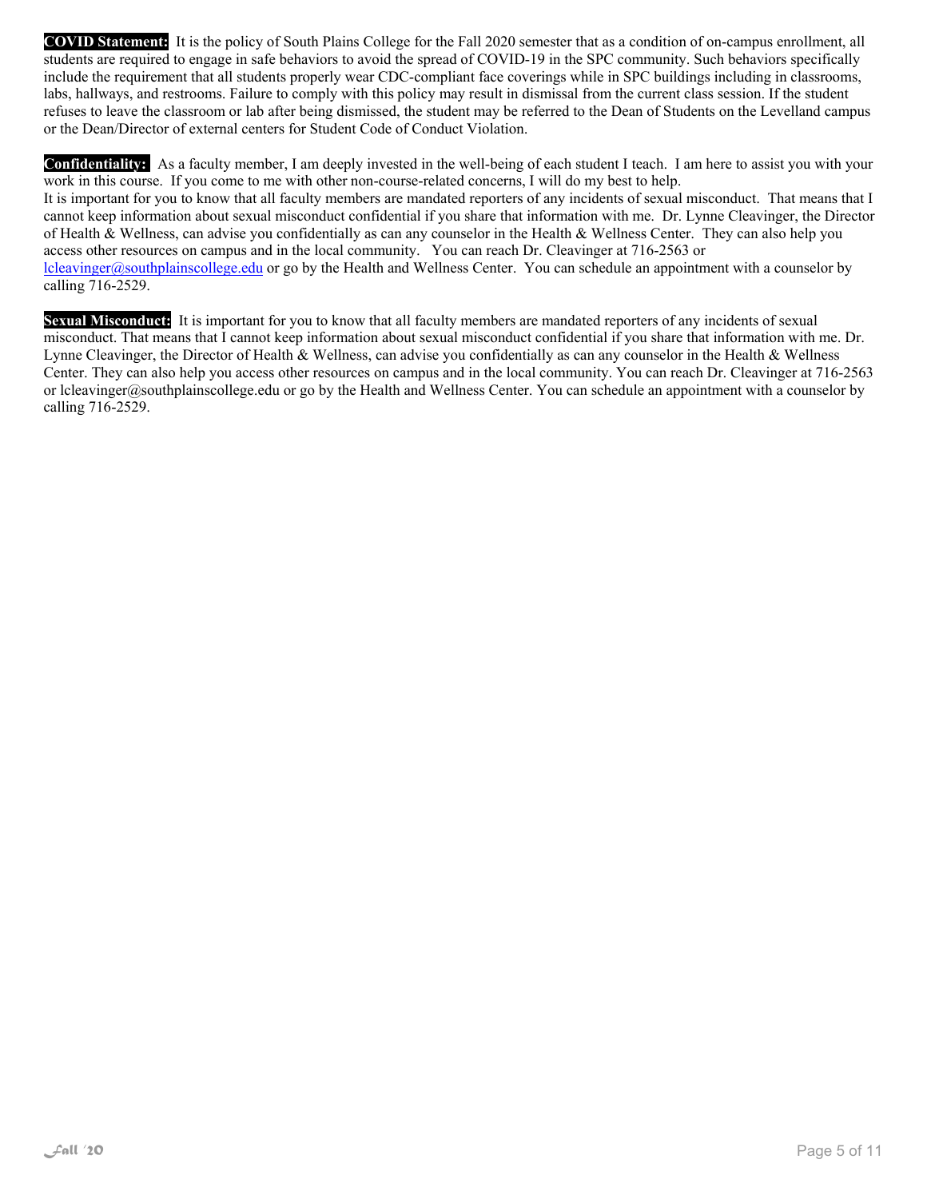**COVID Statement:** It is the policy of South Plains College for the Fall 2020 semester that as a condition of on-campus enrollment, all students are required to engage in safe behaviors to avoid the spread of COVID-19 in the SPC community. Such behaviors specifically include the requirement that all students properly wear CDC-compliant face coverings while in SPC buildings including in classrooms, labs, hallways, and restrooms. Failure to comply with this policy may result in dismissal from the current class session. If the student refuses to leave the classroom or lab after being dismissed, the student may be referred to the Dean of Students on the Levelland campus or the Dean/Director of external centers for Student Code of Conduct Violation.

**Confidentiality:** As a faculty member, I am deeply invested in the well-being of each student I teach. I am here to assist you with your work in this course. If you come to me with other non-course-related concerns, I will do my best to help.
It is important for you to know that all faculty members are mandated reporters of any incidents of sexual misconduct. That means that I cannot keep information about sexual misconduct confidential if you share that information with me. Dr. Lynne Cleavinger, the Director of Health & Wellness, can advise you confidentially as can any counselor in the Health & Wellness Center. They can also help you access other resources on campus and in the local community. You can reach Dr. Cleavinger at 716-2563 or lcleavinger@southplainscollege.edu or go by the Health and Wellness Center. You can schedule an appointment with a counselor by calling 716-2529.

**Sexual Misconduct:** It is important for you to know that all faculty members are mandated reporters of any incidents of sexual misconduct. That means that I cannot keep information about sexual misconduct confidential if you share that information with me. Dr. Lynne Cleavinger, the Director of Health & Wellness, can advise you confidentially as can any counselor in the Health & Wellness Center. They can also help you access other resources on campus and in the local community. You can reach Dr. Cleavinger at 716-2563 or lcleavinger@southplainscollege.edu or go by the Health and Wellness Center. You can schedule an appointment with a counselor by calling 716-2529.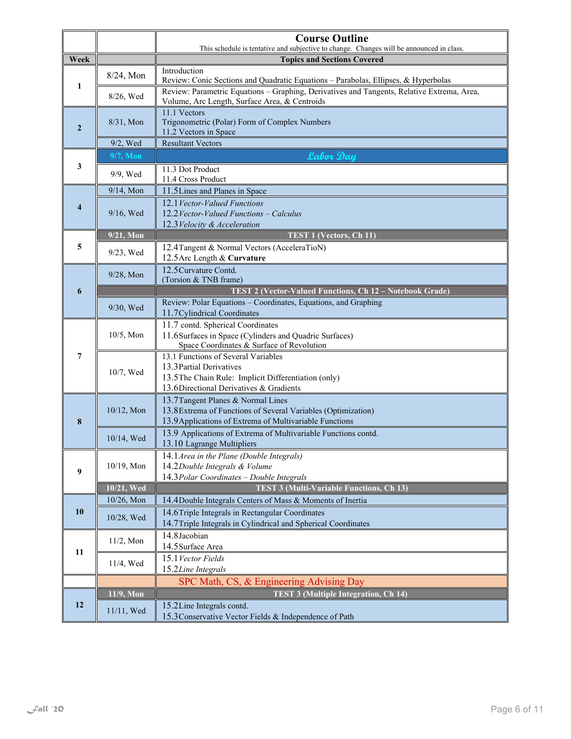## Course Outline

This schedule is tentative and subjective to change. Changes will be announced in class.

| Week | | Topics and Sections Covered |
|---|---|---|
| 1 | 8/24, Mon | Introduction<br>Review: Conic Sections and Quadratic Equations – Parabolas, Ellipses, & Hyperbolas |
| | 8/26, Wed | Review: Parametric Equations – Graphing, Derivatives and Tangents, Relative Extrema, Area, Volume, Arc Length, Surface Area, & Centroids |
| 2 | 8/31, Mon | 11.1 Vectors<br>Trigonometric (Polar) Form of Complex Numbers<br>11.2 Vectors in Space |
| | 9/2, Wed | Resultant Vectors |
| 3 | 9/7, Mon | *Labor Day* |
| | 9/9, Wed | 11.3 Dot Product<br>11.4 Cross Product |
| 4 | 9/14, Mon | 11.5 Lines and Planes in Space |
| | 9/16, Wed | 12.1 *Vector-Valued Functions*<br>12.2 *Vector-Valued Functions – Calculus*<br>12.3 *Velocity & Acceleration* |
| 5 | 9/21, Mon | **TEST 1 (Vectors, Ch 11)** |
| | 9/23, Wed | 12.4 Tangent & Normal Vectors (AcceleraTioN)<br>12.5 Arc Length & **Curvature** |
| 6 | 9/28, Mon | 12.5 Curvature Contd.<br>(Torsion & TNB frame) |
| | | **TEST 2 (Vector-Valued Functions, Ch 12 – Notebook Grade)** |
| | 9/30, Wed | Review: Polar Equations – Coordinates, Equations, and Graphing<br>11.7 Cylindrical Coordinates |
| 7 | 10/5, Mon | 11.7 contd. Spherical Coordinates<br>11.6 Surfaces in Space (Cylinders and Quadric Surfaces)<br>Space Coordinates & Surface of Revolution |
| | 10/7, Wed | 13.1 Functions of Several Variables<br>13.3 Partial Derivatives<br>13.5 The Chain Rule: Implicit Differentiation (only)<br>13.6 Directional Derivatives & Gradients |
| 8 | 10/12, Mon | 13.7 Tangent Planes & Normal Lines<br>13.8 Extrema of Functions of Several Variables (Optimization)<br>13.9 Applications of Extrema of Multivariable Functions |
| | 10/14, Wed | 13.9 Applications of Extrema of Multivariable Functions contd.<br>13.10 Lagrange Multipliers |
| 9 | 10/19, Mon | 14.1 *Area in the Plane (Double Integrals)*<br>14.2 *Double Integrals & Volume*<br>14.3 *Polar Coordinates – Double Integrals* |
| | 10/21, Wed | **TEST 3 (Multi-Variable Functions, Ch 13)** |
| 10 | 10/26, Mon | 14.4 Double Integrals Centers of Mass & Moments of Inertia |
| | 10/28, Wed | 14.6 Triple Integrals in Rectangular Coordinates<br>14.7 Triple Integrals in Cylindrical and Spherical Coordinates |
| 11 | 11/2, Mon | 14.8 Jacobian<br>14.5 Surface Area |
| | 11/4, Wed | 15.1 *Vector Fields*<br>15.2 *Line Integrals* |
| | | SPC Math, CS, & Engineering Advising Day |
| 12 | 11/9, Mon | **TEST 3 (Multiple Integration, Ch 14)** |
| | 11/11, Wed | 15.2 Line Integrals contd.<br>15.3 Conservative Vector Fields & Independence of Path |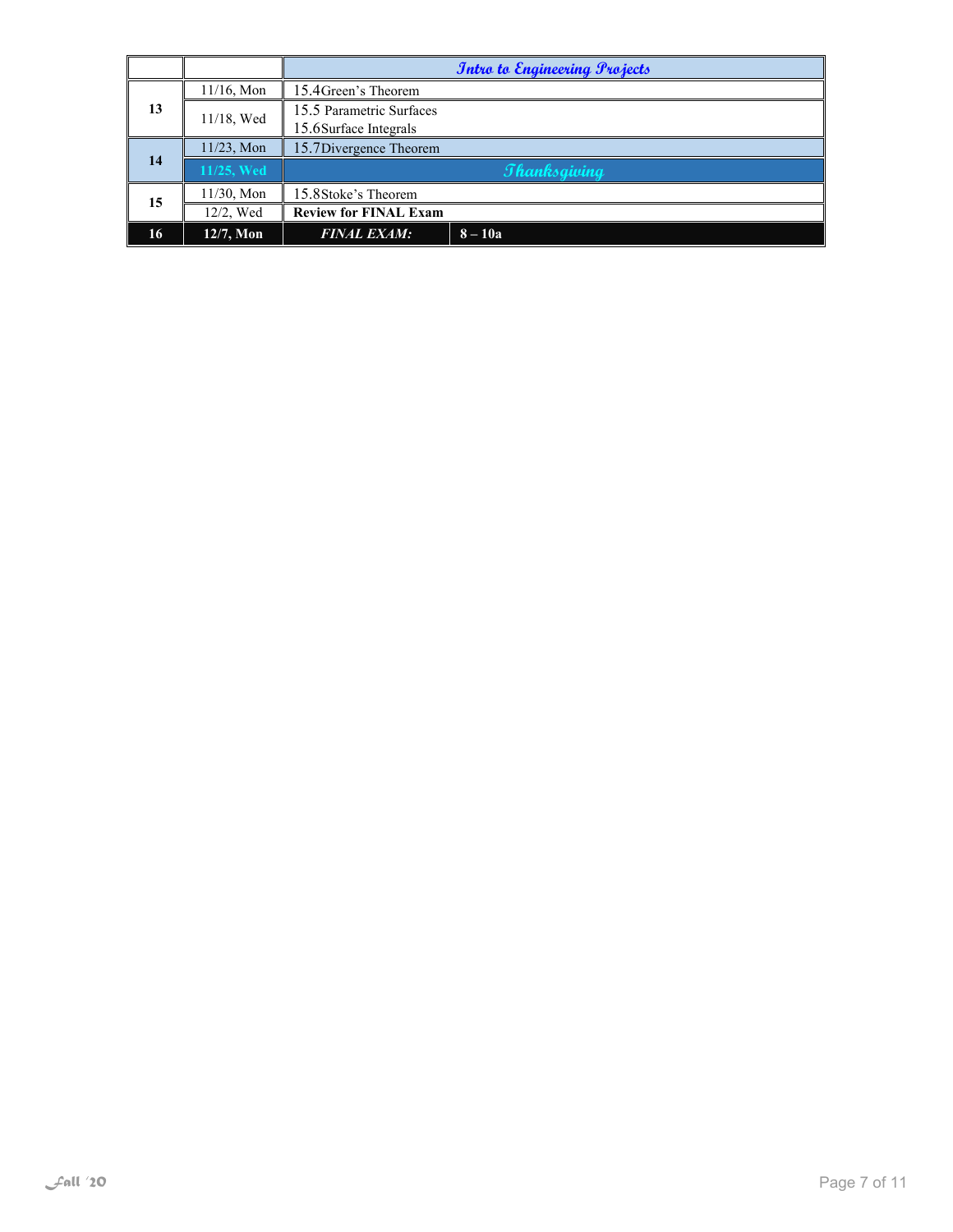| | | Intro to Engineering Projects | |
|---|---|---|---|
| 13 | 11/16, Mon | 15.4Green's Theorem | |
| | 11/18, Wed | 15.5 Parametric Surfaces<br>15.6Surface Integrals | |
| 14 | 11/23, Mon | 15.7Divergence Theorem | |
| | 11/25, Wed | *Thanksgiving* | |
| 15 | 11/30, Mon | 15.8Stoke's Theorem | |
| | 12/2, Wed | **Review for FINAL Exam** | |
| **16** | **12/7, Mon** | ***FINAL EXAM:*** | **8 – 10a** |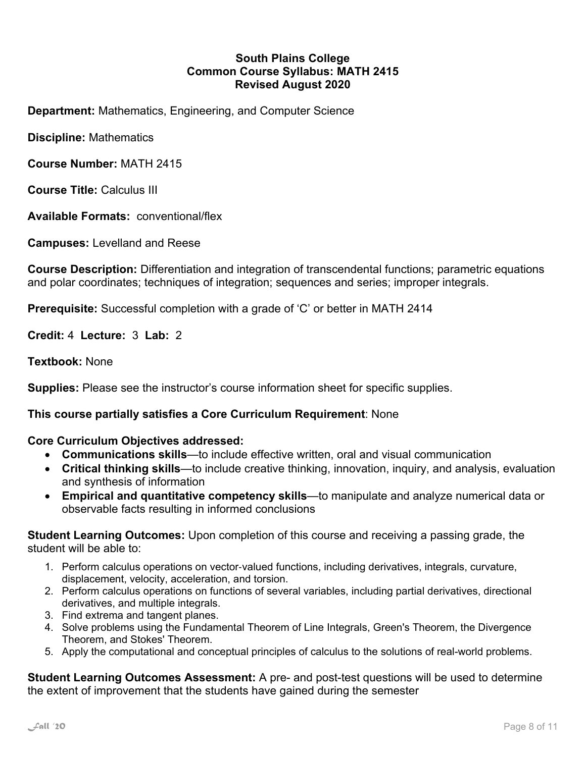**South Plains College**
**Common Course Syllabus: MATH 2415**
**Revised August 2020**

**Department:** Mathematics, Engineering, and Computer Science

**Discipline:** Mathematics

**Course Number:** MATH 2415

**Course Title:** Calculus III

**Available Formats:** conventional/flex

**Campuses:** Levelland and Reese

**Course Description:** Differentiation and integration of transcendental functions; parametric equations and polar coordinates; techniques of integration; sequences and series; improper integrals.

**Prerequisite:** Successful completion with a grade of 'C' or better in MATH 2414

**Credit:** 4 **Lecture:** 3 **Lab:** 2

**Textbook:** None

**Supplies:** Please see the instructor's course information sheet for specific supplies.

**This course partially satisfies a Core Curriculum Requirement**: None

**Core Curriculum Objectives addressed:**

- **Communications skills**—to include effective written, oral and visual communication
- **Critical thinking skills**—to include creative thinking, innovation, inquiry, and analysis, evaluation and synthesis of information
- **Empirical and quantitative competency skills**—to manipulate and analyze numerical data or observable facts resulting in informed conclusions

**Student Learning Outcomes:** Upon completion of this course and receiving a passing grade, the student will be able to:

1. Perform calculus operations on vector-valued functions, including derivatives, integrals, curvature, displacement, velocity, acceleration, and torsion.
2. Perform calculus operations on functions of several variables, including partial derivatives, directional derivatives, and multiple integrals.
3. Find extrema and tangent planes.
4. Solve problems using the Fundamental Theorem of Line Integrals, Green's Theorem, the Divergence Theorem, and Stokes' Theorem.
5. Apply the computational and conceptual principles of calculus to the solutions of real-world problems.

**Student Learning Outcomes Assessment:** A pre- and post-test questions will be used to determine the extent of improvement that the students have gained during the semester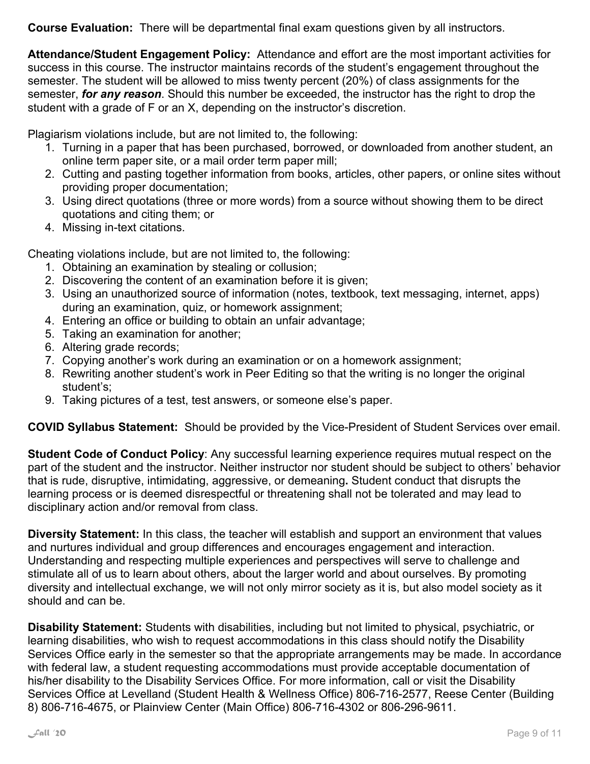**Course Evaluation:** There will be departmental final exam questions given by all instructors.

**Attendance/Student Engagement Policy:** Attendance and effort are the most important activities for success in this course. The instructor maintains records of the student's engagement throughout the semester. The student will be allowed to miss twenty percent (20%) of class assignments for the semester, ***for any reason***. Should this number be exceeded, the instructor has the right to drop the student with a grade of F or an X, depending on the instructor's discretion.

Plagiarism violations include, but are not limited to, the following:

1. Turning in a paper that has been purchased, borrowed, or downloaded from another student, an online term paper site, or a mail order term paper mill;
2. Cutting and pasting together information from books, articles, other papers, or online sites without providing proper documentation;
3. Using direct quotations (three or more words) from a source without showing them to be direct quotations and citing them; or
4. Missing in-text citations.

Cheating violations include, but are not limited to, the following:

1. Obtaining an examination by stealing or collusion;
2. Discovering the content of an examination before it is given;
3. Using an unauthorized source of information (notes, textbook, text messaging, internet, apps) during an examination, quiz, or homework assignment;
4. Entering an office or building to obtain an unfair advantage;
5. Taking an examination for another;
6. Altering grade records;
7. Copying another's work during an examination or on a homework assignment;
8. Rewriting another student's work in Peer Editing so that the writing is no longer the original student's;
9. Taking pictures of a test, test answers, or someone else's paper.

**COVID Syllabus Statement:** Should be provided by the Vice-President of Student Services over email.

**Student Code of Conduct Policy**: Any successful learning experience requires mutual respect on the part of the student and the instructor. Neither instructor nor student should be subject to others' behavior that is rude, disruptive, intimidating, aggressive, or demeaning**.** Student conduct that disrupts the learning process or is deemed disrespectful or threatening shall not be tolerated and may lead to disciplinary action and/or removal from class.

**Diversity Statement:** In this class, the teacher will establish and support an environment that values and nurtures individual and group differences and encourages engagement and interaction. Understanding and respecting multiple experiences and perspectives will serve to challenge and stimulate all of us to learn about others, about the larger world and about ourselves. By promoting diversity and intellectual exchange, we will not only mirror society as it is, but also model society as it should and can be.

**Disability Statement:** Students with disabilities, including but not limited to physical, psychiatric, or learning disabilities, who wish to request accommodations in this class should notify the Disability Services Office early in the semester so that the appropriate arrangements may be made. In accordance with federal law, a student requesting accommodations must provide acceptable documentation of his/her disability to the Disability Services Office. For more information, call or visit the Disability Services Office at Levelland (Student Health & Wellness Office) 806-716-2577, Reese Center (Building 8) 806-716-4675, or Plainview Center (Main Office) 806-716-4302 or 806-296-9611.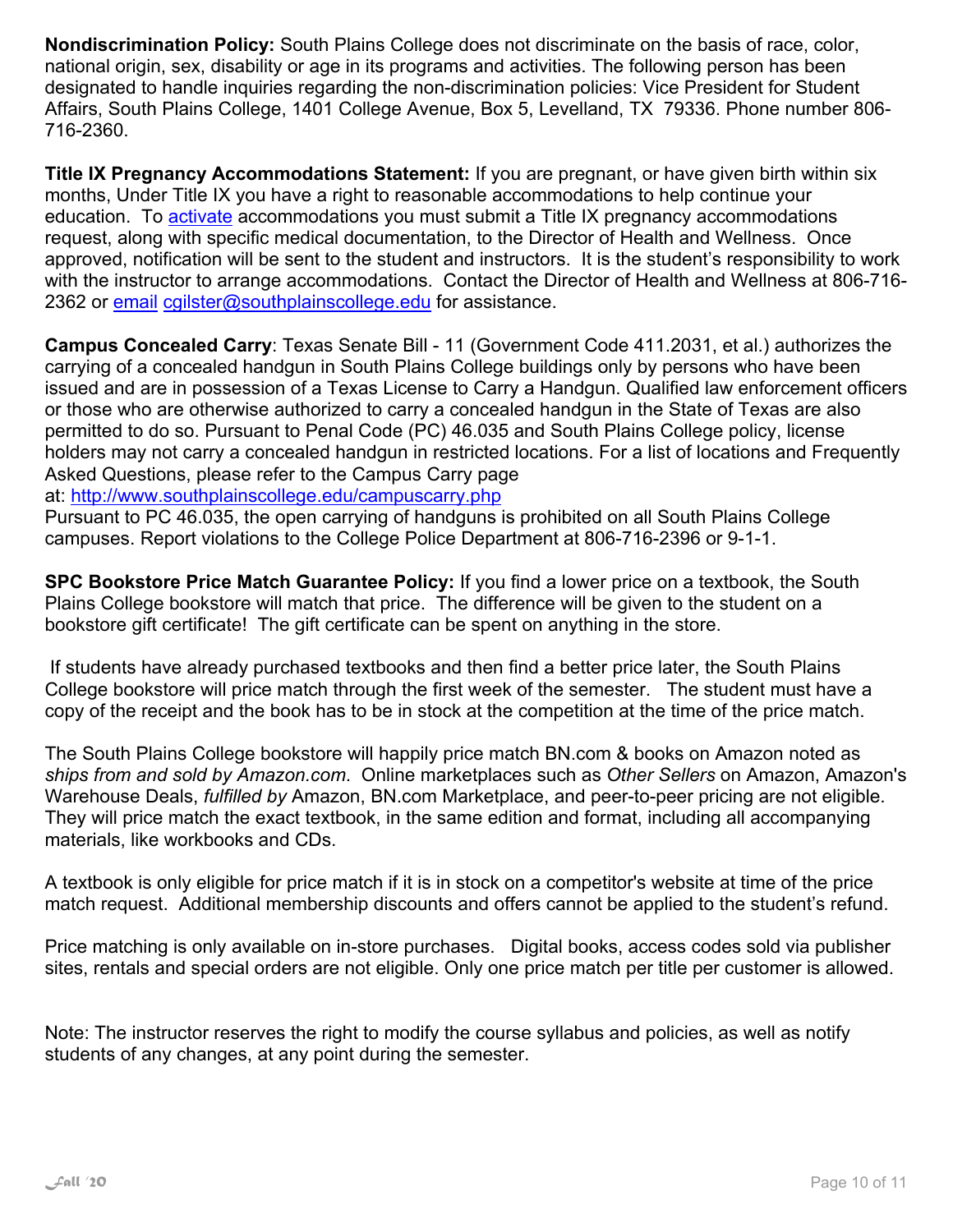**Nondiscrimination Policy:** South Plains College does not discriminate on the basis of race, color, national origin, sex, disability or age in its programs and activities. The following person has been designated to handle inquiries regarding the non-discrimination policies: Vice President for Student Affairs, South Plains College, 1401 College Avenue, Box 5, Levelland, TX 79336. Phone number 806-716-2360.

**Title IX Pregnancy Accommodations Statement:** If you are pregnant, or have given birth within six months, Under Title IX you have a right to reasonable accommodations to help continue your education. To activate accommodations you must submit a Title IX pregnancy accommodations request, along with specific medical documentation, to the Director of Health and Wellness. Once approved, notification will be sent to the student and instructors. It is the student's responsibility to work with the instructor to arrange accommodations. Contact the Director of Health and Wellness at 806-716-2362 or email cgilster@southplainscollege.edu for assistance.

**Campus Concealed Carry**: Texas Senate Bill - 11 (Government Code 411.2031, et al.) authorizes the carrying of a concealed handgun in South Plains College buildings only by persons who have been issued and are in possession of a Texas License to Carry a Handgun. Qualified law enforcement officers or those who are otherwise authorized to carry a concealed handgun in the State of Texas are also permitted to do so. Pursuant to Penal Code (PC) 46.035 and South Plains College policy, license holders may not carry a concealed handgun in restricted locations. For a list of locations and Frequently Asked Questions, please refer to the Campus Carry page at: http://www.southplainscollege.edu/campuscarry.php
Pursuant to PC 46.035, the open carrying of handguns is prohibited on all South Plains College campuses. Report violations to the College Police Department at 806-716-2396 or 9-1-1.

**SPC Bookstore Price Match Guarantee Policy:** If you find a lower price on a textbook, the South Plains College bookstore will match that price. The difference will be given to the student on a bookstore gift certificate! The gift certificate can be spent on anything in the store.

If students have already purchased textbooks and then find a better price later, the South Plains College bookstore will price match through the first week of the semester. The student must have a copy of the receipt and the book has to be in stock at the competition at the time of the price match.

The South Plains College bookstore will happily price match BN.com & books on Amazon noted as *ships from and sold by Amazon.com*. Online marketplaces such as *Other Sellers* on Amazon, Amazon's Warehouse Deals, *fulfilled by* Amazon, BN.com Marketplace, and peer-to-peer pricing are not eligible. They will price match the exact textbook, in the same edition and format, including all accompanying materials, like workbooks and CDs.

A textbook is only eligible for price match if it is in stock on a competitor's website at time of the price match request. Additional membership discounts and offers cannot be applied to the student's refund.

Price matching is only available on in-store purchases. Digital books, access codes sold via publisher sites, rentals and special orders are not eligible. Only one price match per title per customer is allowed.

Note: The instructor reserves the right to modify the course syllabus and policies, as well as notify students of any changes, at any point during the semester.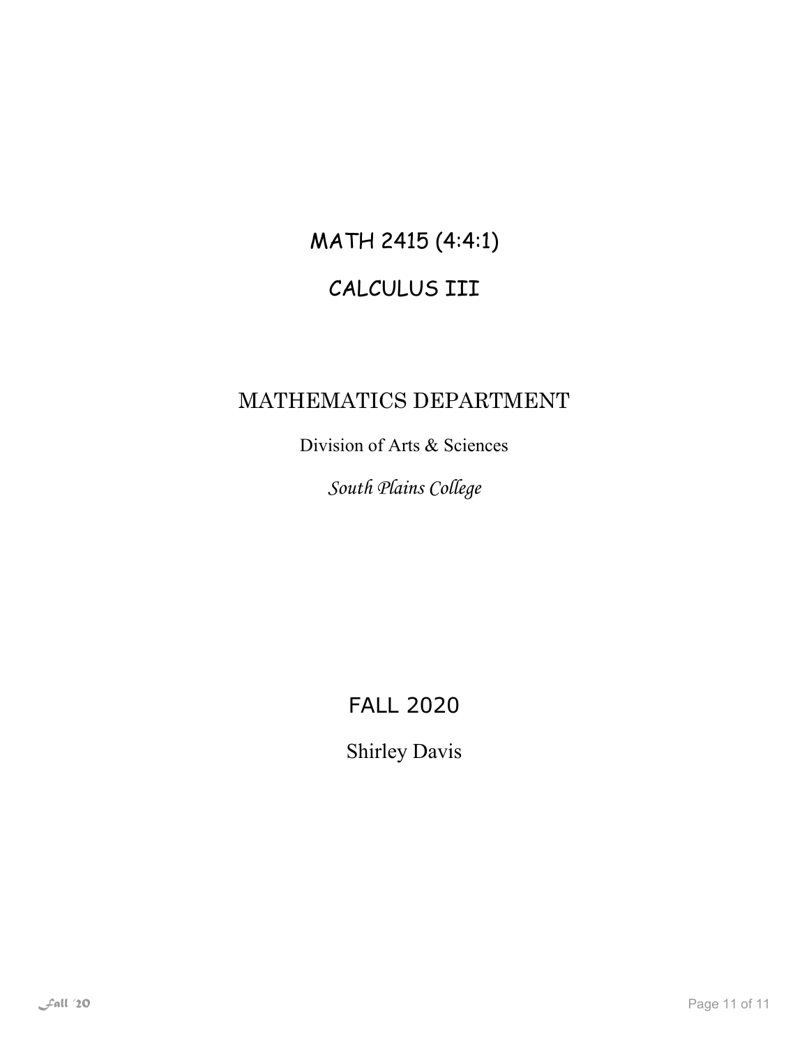# MATH 2415 (4:4:1)

# CALCULUS III

## MATHEMATICS DEPARTMENT

Division of Arts & Sciences

*South Plains College*

## FALL 2020

Shirley Davis